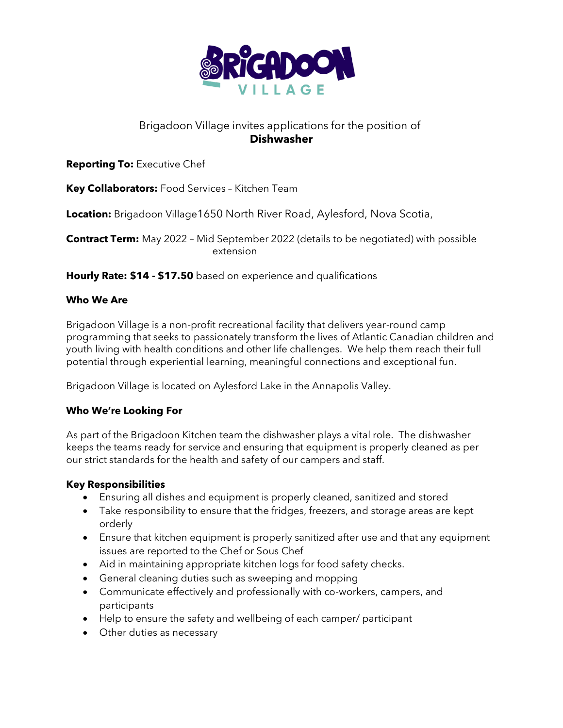Brigadoon Village invites applications for the position of

**Dishwasher**

**Reporting To:** Executive Chef

**Key Collaborators:** Food Services – Kitchen Team

**Location:** Brigadoon Village1650 North River Road, Aylesford, Nova Scotia,

**Contract Term:** May 2022 – Mid September 2022 (details to be negotiated) with possible extension

**Hourly Rate: $14 - $17.50** based on experience and qualifications

## Who We Are

Brigadoon Village is a non-profit recreational facility that delivers year-round camp programming that seeks to passionately transform the lives of Atlantic Canadian children and youth living with health conditions and other life challenges. We help them reach their full potential through experiential learning, meaningful connections and exceptional fun.

Brigadoon Village is located on Aylesford Lake in the Annapolis Valley.

## Who We're Looking For

As part of the Brigadoon Kitchen team the dishwasher plays a vital role. The dishwasher keeps the teams ready for service and ensuring that equipment is properly cleaned as per our strict standards for the health and safety of our campers and staff.

## Key Responsibilities

- Ensuring all dishes and equipment is properly cleaned, sanitized and stored
- Take responsibility to ensure that the fridges, freezers, and storage areas are kept orderly
- Ensure that kitchen equipment is properly sanitized after use and that any equipment issues are reported to the Chef or Sous Chef
- Aid in maintaining appropriate kitchen logs for food safety checks.
- General cleaning duties such as sweeping and mopping
- Communicate effectively and professionally with co-workers, campers, and participants
- Help to ensure the safety and wellbeing of each camper/ participant
- Other duties as necessary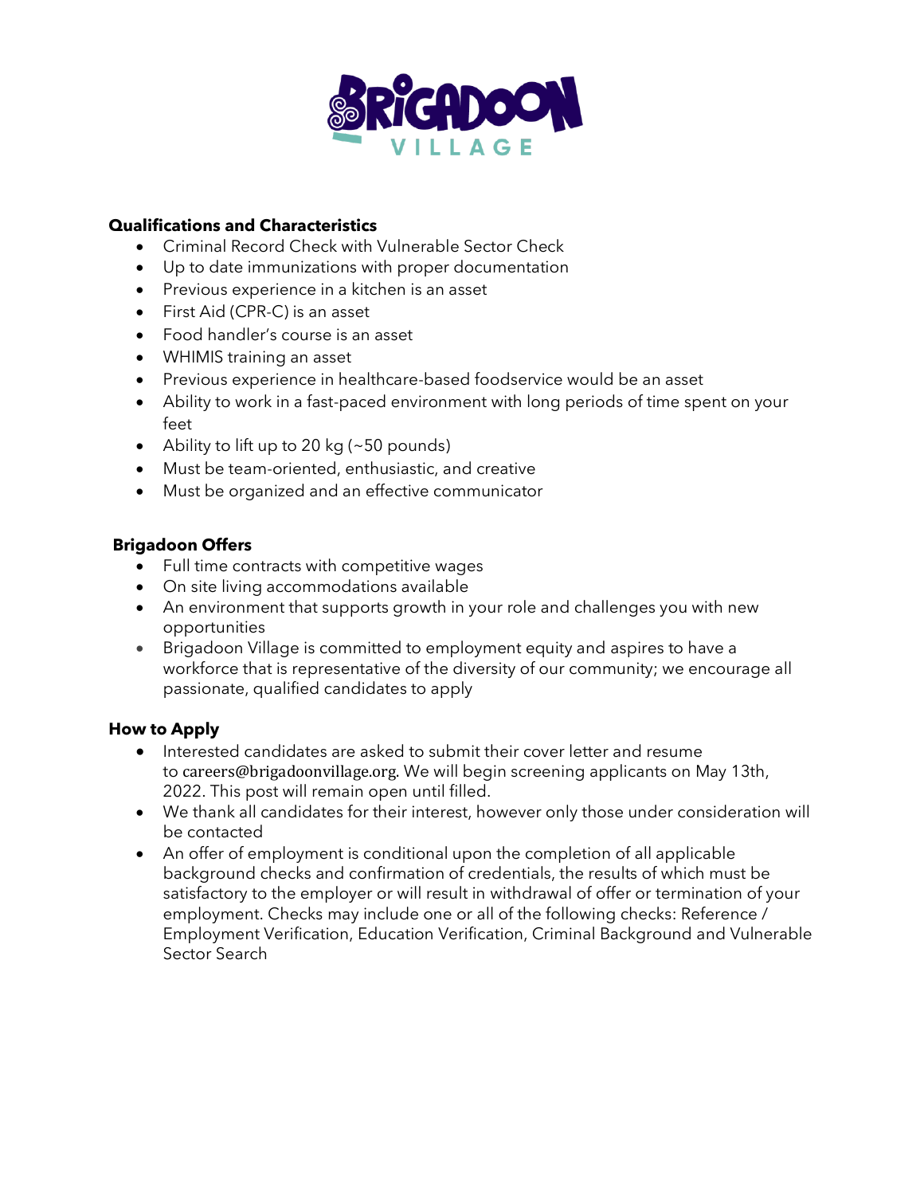**Qualifications and Characteristics**

- Criminal Record Check with Vulnerable Sector Check
- Up to date immunizations with proper documentation
- Previous experience in a kitchen is an asset
- First Aid (CPR-C) is an asset
- Food handler's course is an asset
- WHIMIS training an asset
- Previous experience in healthcare-based foodservice would be an asset
- Ability to work in a fast-paced environment with long periods of time spent on your feet
- Ability to lift up to 20 kg (~50 pounds)
- Must be team-oriented, enthusiastic, and creative
- Must be organized and an effective communicator

**Brigadoon Offers**

- Full time contracts with competitive wages
- On site living accommodations available
- An environment that supports growth in your role and challenges you with new opportunities
- Brigadoon Village is committed to employment equity and aspires to have a workforce that is representative of the diversity of our community; we encourage all passionate, qualified candidates to apply

**How to Apply**

- Interested candidates are asked to submit their cover letter and resume to careers@brigadoonvillage.org. We will begin screening applicants on May 13th, 2022. This post will remain open until filled.
- We thank all candidates for their interest, however only those under consideration will be contacted
- An offer of employment is conditional upon the completion of all applicable background checks and confirmation of credentials, the results of which must be satisfactory to the employer or will result in withdrawal of offer or termination of your employment. Checks may include one or all of the following checks: Reference / Employment Verification, Education Verification, Criminal Background and Vulnerable Sector Search